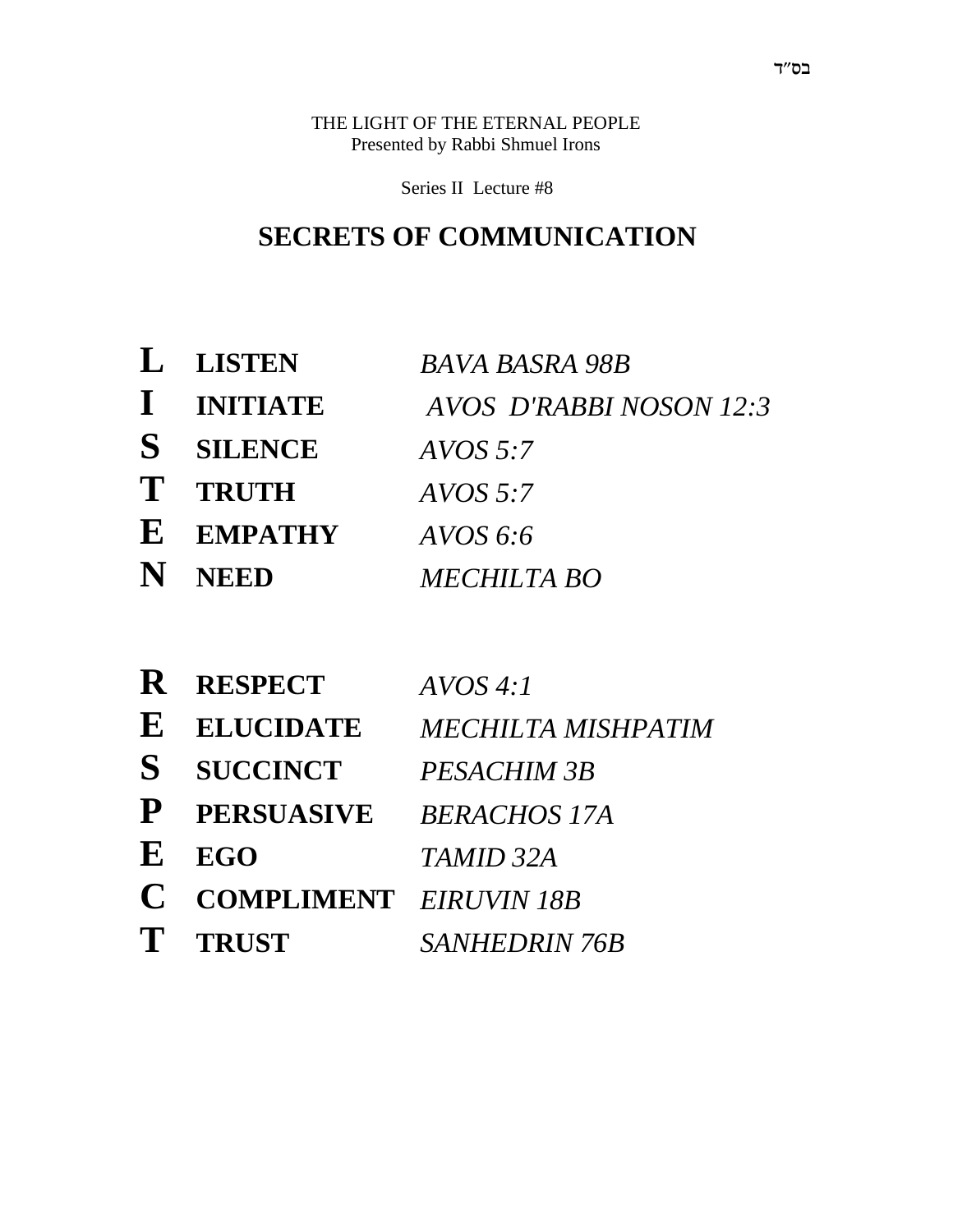בס"ד

THE LIGHT OF THE ETERNAL PEOPLE
Presented by Rabbi Shmuel Irons

Series II Lecture #8

# SECRETS OF COMMUNICATION

| | | |
|---|---|---|
| **L** | **LISTEN** | *BAVA BASRA 98B* |
| **I** | **INITIATE** | *AVOS D'RABBI NOSON 12:3* |
| **S** | **SILENCE** | *AVOS 5:7* |
| **T** | **TRUTH** | *AVOS 5:7* |
| **E** | **EMPATHY** | *AVOS 6:6* |
| **N** | **NEED** | *MECHILTA BO* |

| | | |
|---|---|---|
| **R** | **RESPECT** | *AVOS 4:1* |
| **E** | **ELUCIDATE** | *MECHILTA MISHPATIM* |
| **S** | **SUCCINCT** | *PESACHIM 3B* |
| **P** | **PERSUASIVE** | *BERACHOS 17A* |
| **E** | **EGO** | *TAMID 32A* |
| **C** | **COMPLIMENT** | *EIRUVIN 18B* |
| **T** | **TRUST** | *SANHEDRIN 76B* |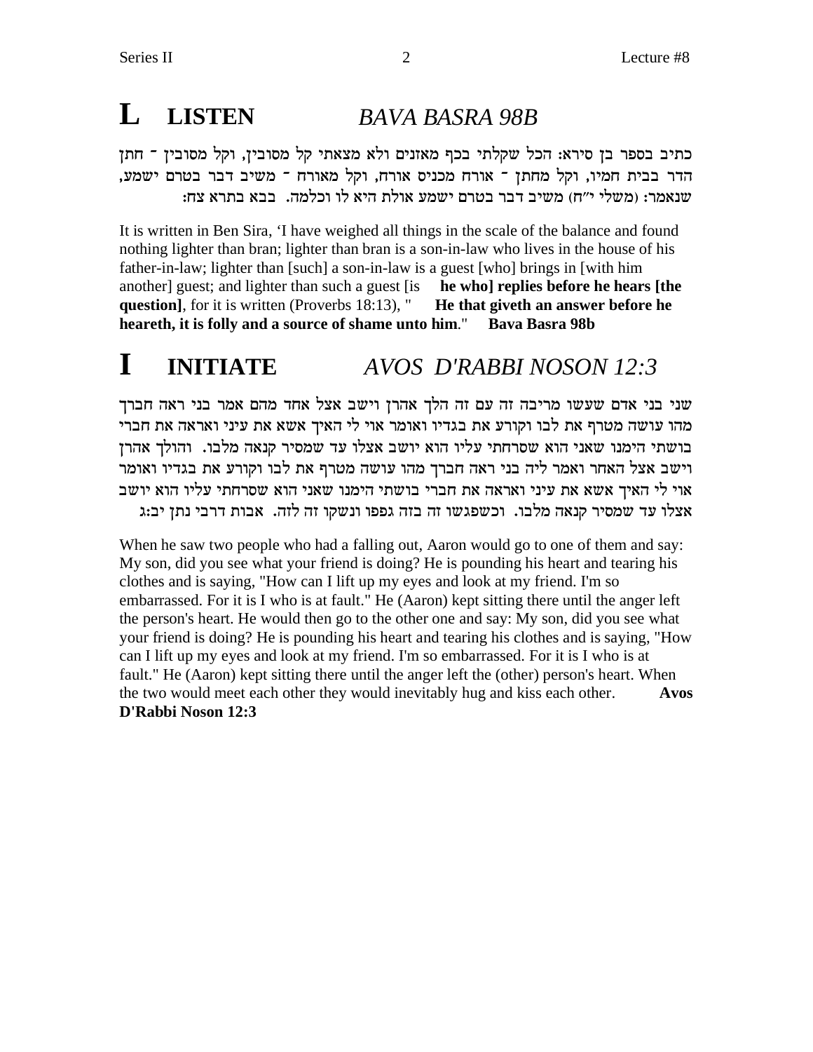# L LISTEN *BAVA BASRA 98B*

כתיב בספר בן סירא: הכל שקלתי בכף מאזנים ולא מצאתי קל מסובין, וקל מסובין ־ חתן הדר בבית חמיו, וקל מחתן ־ אורח מכניס אורח, וקל מאורח ־ משיב דבר בטרם ישמע, שנאמר: (משלי י"ח) משיב דבר בטרם ישמע אולת היא לו וכלמה. בבא בתרא צח:

It is written in Ben Sira, 'I have weighed all things in the scale of the balance and found nothing lighter than bran; lighter than bran is a son-in-law who lives in the house of his father-in-law; lighter than [such] a son-in-law is a guest [who] brings in [with him another] guest; and lighter than such a guest [is **he who] replies before he hears [the question]**, for it is written (Proverbs 18:13), " **He that giveth an answer before he heareth, it is folly and a source of shame unto him**." **Bava Basra 98b**

# I INITIATE *AVOS D'RABBI NOSON 12:3*

שני בני אדם שעשו מריבה זה עם זה הלך אהרן וישב אצל אחד מהם אמר בני ראה חברך מהו עושה מטרף את לבו וקורע את בגדיו ואומר אוי לי האיך אשא את עיני ואראה את חברי בושתי הימנו שאני הוא שסרחתי עליו הוא יושב אצלו עד שמסיר קנאה מלבו. והולך אהרן וישב אצל האחר ואמר ליה בני ראה חברך מהו עושה מטרף את לבו וקורע את בגדיו ואומר אוי לי האיך אשא את עיני ואראה את חברי בושתי הימנו שאני הוא שסרחתי עליו הוא יושב אצלו עד שמסיר קנאה מלבו. וכשפגשו זה בזה גפפו ונשקו זה לזה. אבות דרבי נתן יב:ג

When he saw two people who had a falling out, Aaron would go to one of them and say: My son, did you see what your friend is doing? He is pounding his heart and tearing his clothes and is saying, "How can I lift up my eyes and look at my friend. I'm so embarrassed. For it is I who is at fault." He (Aaron) kept sitting there until the anger left the person's heart. He would then go to the other one and say: My son, did you see what your friend is doing? He is pounding his heart and tearing his clothes and is saying, "How can I lift up my eyes and look at my friend. I'm so embarrassed. For it is I who is at fault." He (Aaron) kept sitting there until the anger left the (other) person's heart. When the two would meet each other they would inevitably hug and kiss each other. **Avos D'Rabbi Noson 12:3**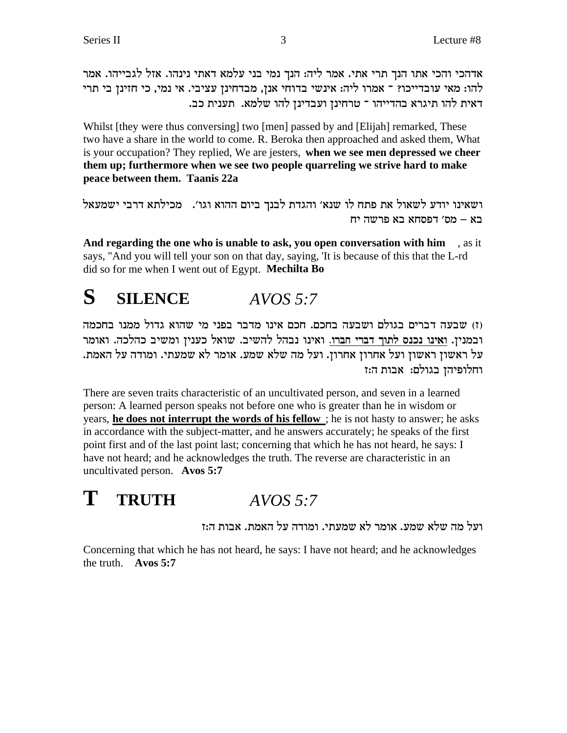אדהכי והכי אתו הנך תרי אתי. אמר ליה: הנך נמי בני עלמא דאתי נינהו. אזל לגבייהו. אמר להו: מאי עובדייכו? ־ אמרו ליה: אינשי בדוחי אנן, מבדחינן עציבי. אי נמי, כי חזינן בי תרי דאית להו תיגרא בהדייהו ־ טרחינן ועבדינן להו שלמא. תענית כב.

Whilst [they were thus conversing] two [men] passed by and [Elijah] remarked, These two have a share in the world to come. R. Beroka then approached and asked them, What is your occupation? They replied, We are jesters, **when we see men depressed we cheer them up; furthermore when we see two people quarreling we strive hard to make peace between them. Taanis 22a**

ושאינו יודע לשאול את פתח לו שנא׳ והגדת לבנך ביום ההוא וגו׳. מכילתא דרבי ישמעאל בא – מס׳ דפסחא בא פרשה יח

**And regarding the one who is unable to ask, you open conversation with him** , as it says, "And you will tell your son on that day, saying, 'It is because of this that the L-rd did so for me when I went out of Egypt. **Mechilta Bo**

# S SILENCE *AVOS 5:7*

(ז) שבעה דברים בגולם ושבעה בחכם. חכם אינו מדבר בפני מי שהוא גדול ממנו בחכמה ובמנין. **ואינו נכנס לתוך דברי חברו**. ואינו נבהל להשיב. שואל כענין ומשיב כהלכה. ואומר על ראשון ראשון ועל אחרון אחרון. ועל מה שלא שמע. אומר לא שמעתי. ומודה על האמת. וחלופיהן בגולם: אבות ה:ז

There are seven traits characteristic of an uncultivated person, and seven in a learned person: A learned person speaks not before one who is greater than he in wisdom or years, **he does not interrupt the words of his fellow** ; he is not hasty to answer; he asks in accordance with the subject-matter, and he answers accurately; he speaks of the first point first and of the last point last; concerning that which he has not heard, he says: I have not heard; and he acknowledges the truth. The reverse are characteristic in an uncultivated person. **Avos 5:7**

# T TRUTH *AVOS 5:7*

ועל מה שלא שמע. אומר לא שמעתי. ומודה על האמת. אבות ה:ז

Concerning that which he has not heard, he says: I have not heard; and he acknowledges the truth. **Avos 5:7**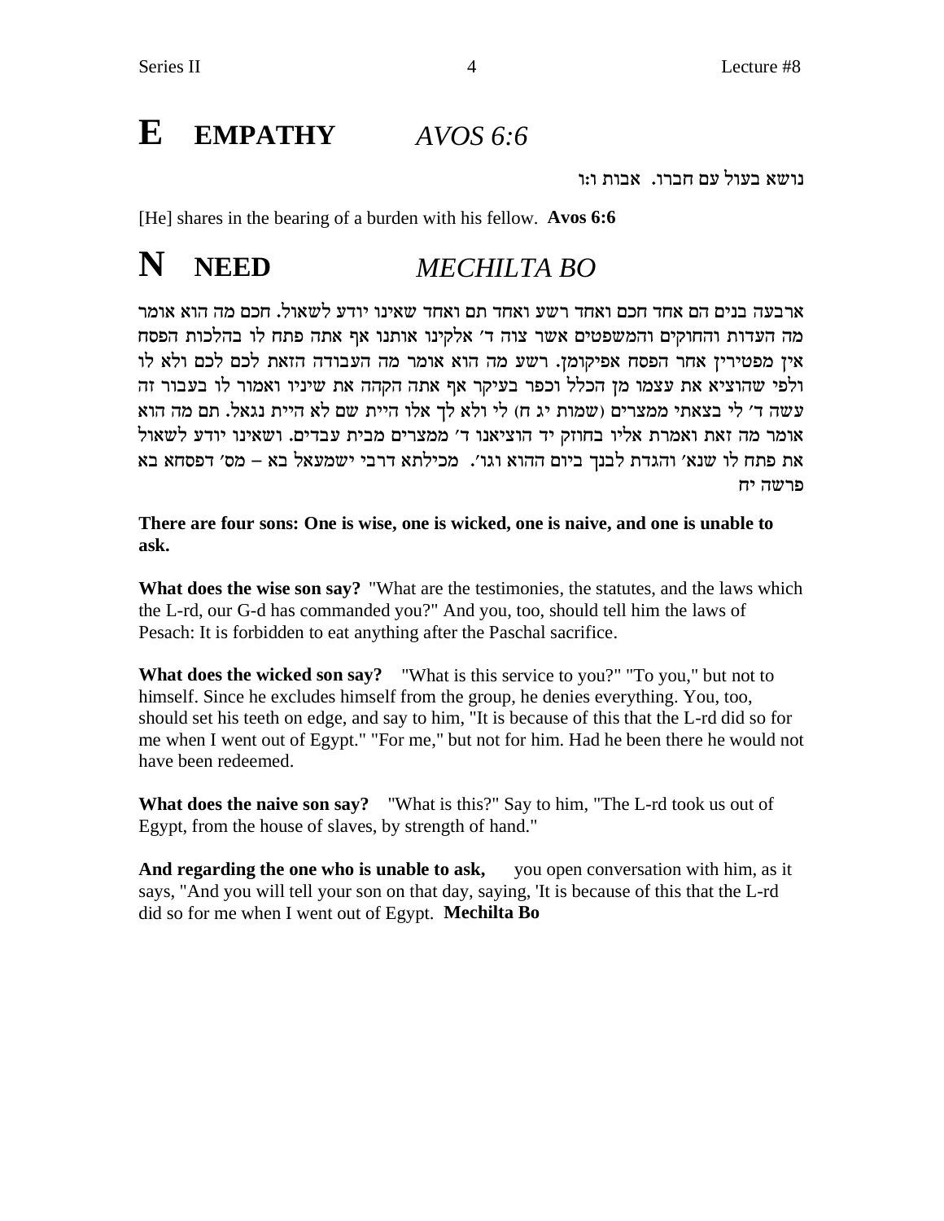# E EMPATHY *AVOS 6:6*

נושא בעול עם חברו. אבות ו:ו

[He] shares in the bearing of a burden with his fellow. **Avos 6:6**

# N NEED *MECHILTA BO*

ארבעה בנים הם אחד חכם ואחד רשע ואחד תם ואחד שאינו יודע לשאול. חכם מה הוא אומר מה העדות והחוקים והמשפטים אשר צוה ד׳ אלקינו אותנו אף אתה פתח לו בהלכות הפסח אין מפטירין אחר הפסח אפיקומן. רשע מה הוא אומר מה העבודה הזאת לכם לכם ולא לו ולפי שהוציא את עצמו מן הכלל וכפר בעיקר אף אתה הקהה את שיניו ואמור לו בעבור זה עשה ד׳ לי בצאתי ממצרים (שמות יג ח) לי ולא לך אלו היית שם לא היית נגאל. תם מה הוא אומר מה זאת ואמרת אליו בחוזק יד הוציאנו ד׳ ממצרים מבית עבדים. ושאינו יודע לשאול את פתח לו שנא׳ והגדת לבנך ביום ההוא וגו׳. מכילתא דרבי ישמעאל בא – מס׳ דפסחא בא פרשה יח

**There are four sons: One is wise, one is wicked, one is naive, and one is unable to ask.**

**What does the wise son say?** "What are the testimonies, the statutes, and the laws which the L-rd, our G-d has commanded you?" And you, too, should tell him the laws of Pesach: It is forbidden to eat anything after the Paschal sacrifice.

**What does the wicked son say?** "What is this service to you?" "To you," but not to himself. Since he excludes himself from the group, he denies everything. You, too, should set his teeth on edge, and say to him, "It is because of this that the L-rd did so for me when I went out of Egypt." "For me," but not for him. Had he been there he would not have been redeemed.

**What does the naive son say?** "What is this?" Say to him, "The L-rd took us out of Egypt, from the house of slaves, by strength of hand."

**And regarding the one who is unable to ask,** you open conversation with him, as it says, "And you will tell your son on that day, saying, 'It is because of this that the L-rd did so for me when I went out of Egypt. **Mechilta Bo**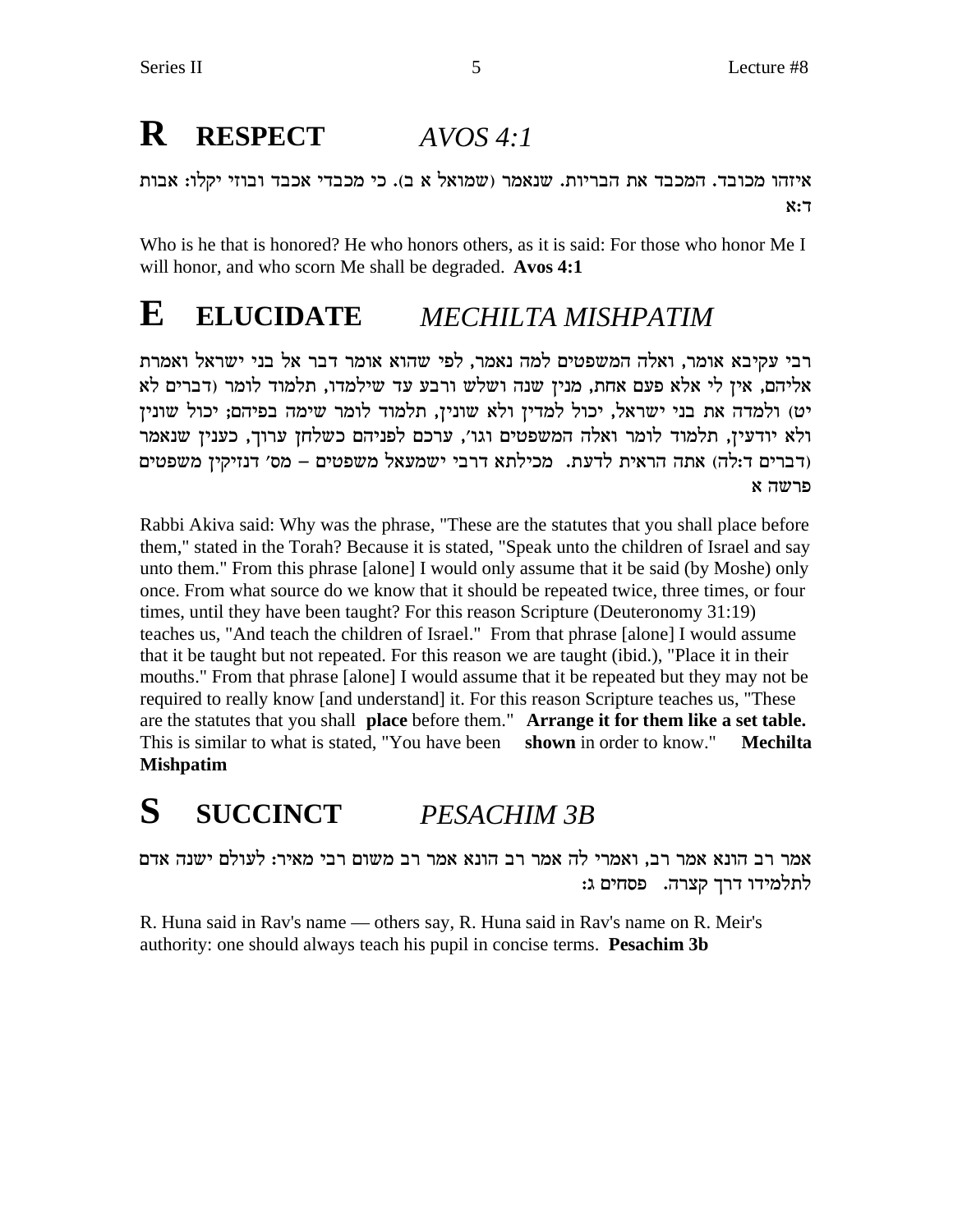# R RESPECT *AVOS 4:1*

איזהו מכובד. המכבד את הבריות. שנאמר (שמואל א ב). כי מכבדי אכבד ובוזי יקלו: אבות ד:א

Who is he that is honored? He who honors others, as it is said: For those who honor Me I will honor, and who scorn Me shall be degraded. **Avos 4:1**

# E ELUCIDATE *MECHILTA MISHPATIM*

רבי עקיבא אומר, ואלה המשפטים למה נאמר, לפי שהוא אומר דבר אל בני ישראל ואמרת אליהם, אין לי אלא פעם אחת, מנין שנה ושלש ורבע עד שילמדו, תלמוד לומר (דברים לא יט) ולמדה את בני ישראל, יכול למדין ולא שונין, תלמוד לומר שימה בפיהם; יכול שונין ולא יודעין, תלמוד לומר ואלה המשפטים וגו', ערכם לפניהם כשלחן ערוך, כענין שנאמר (דברים ד:לה) אתה הראית לדעת. מכילתא דרבי ישמעאל משפטים – מס' דנזיקין משפטים פרשה א

Rabbi Akiva said: Why was the phrase, "These are the statutes that you shall place before them," stated in the Torah? Because it is stated, "Speak unto the children of Israel and say unto them." From this phrase [alone] I would only assume that it be said (by Moshe) only once. From what source do we know that it should be repeated twice, three times, or four times, until they have been taught? For this reason Scripture (Deuteronomy 31:19) teaches us, "And teach the children of Israel." From that phrase [alone] I would assume that it be taught but not repeated. For this reason we are taught (ibid.), "Place it in their mouths." From that phrase [alone] I would assume that it be repeated but they may not be required to really know [and understand] it. For this reason Scripture teaches us, "These are the statutes that you shall **place** before them." **Arrange it for them like a set table.** This is similar to what is stated, "You have been **shown** in order to know." **Mechilta Mishpatim**

# S SUCCINCT *PESACHIM 3B*

אמר רב הונא אמר רב, ואמרי לה אמר רב הונא אמר רב משום רבי מאיר: לעולם ישנה אדם לתלמידו דרך קצרה. פסחים ג:

R. Huna said in Rav's name — others say, R. Huna said in Rav's name on R. Meir's authority: one should always teach his pupil in concise terms. **Pesachim 3b**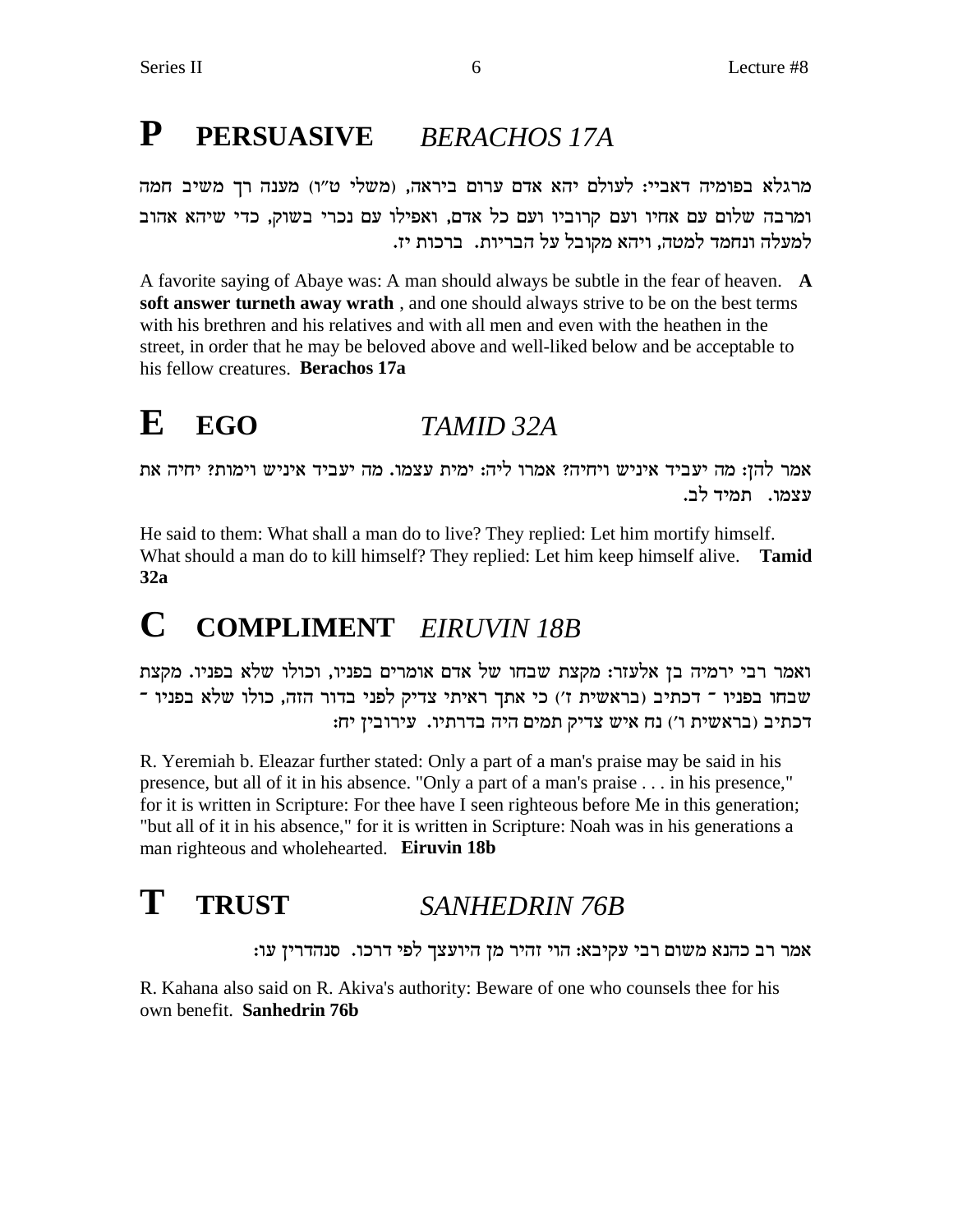# P PERSUASIVE *BERACHOS 17A*

מרגלא בפומיה דאביי: לעולם יהא אדם ערום ביראה, (משלי ט"ו) מענה רך משיב חמה ומרבה שלום עם אחיו ועם קרוביו ועם כל אדם, ואפילו עם נכרי בשוק, כדי שיהא אהוב למעלה ונחמד למטה, ויהא מקובל על הבריות. ברכות יז.

A favorite saying of Abaye was: A man should always be subtle in the fear of heaven. **A soft answer turneth away wrath** , and one should always strive to be on the best terms with his brethren and his relatives and with all men and even with the heathen in the street, in order that he may be beloved above and well-liked below and be acceptable to his fellow creatures. **Berachos 17a**

# E EGO *TAMID 32A*

אמר להן: מה יעביד איניש ויחיה? אמרו ליה: ימית עצמו. מה יעביד איניש וימות? יחיה את עצמו. תמיד לב.

He said to them: What shall a man do to live? They replied: Let him mortify himself. What should a man do to kill himself? They replied: Let him keep himself alive. **Tamid 32a**

# C COMPLIMENT *EIRUVIN 18B*

ואמר רבי ירמיה בן אלעזר: מקצת שבחו של אדם אומרים בפניו, וכולו שלא בפניו. מקצת שבחו בפניו - דכתיב (בראשית ז') כי אתך ראיתי צדיק לפני בדור הזה, כולו שלא בפניו - דכתיב (בראשית ו') נח איש צדיק תמים היה בדרתיו. עירובין יח:

R. Yeremiah b. Eleazar further stated: Only a part of a man's praise may be said in his presence, but all of it in his absence. "Only a part of a man's praise . . . in his presence," for it is written in Scripture: For thee have I seen righteous before Me in this generation; "but all of it in his absence," for it is written in Scripture: Noah was in his generations a man righteous and wholehearted. **Eiruvin 18b**

# T TRUST *SANHEDRIN 76B*

אמר רב כהנא משום רבי עקיבא: הוי זהיר מן היועצך לפי דרכו. סנהדרין עו:

R. Kahana also said on R. Akiva's authority: Beware of one who counsels thee for his own benefit. **Sanhedrin 76b**